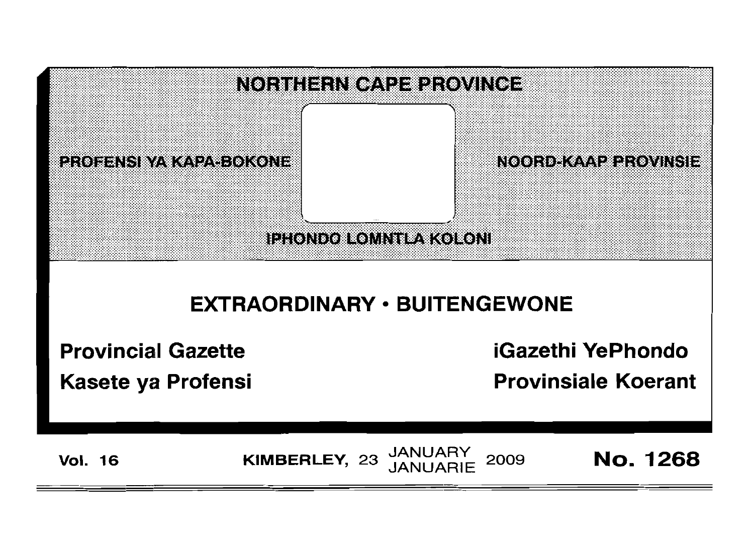# NORTHERN CAPE PROVINCE

PROFENSI YA KAPA-BOKONE

NOORD-KAAP PROVINSIE

IPHONDO LOMNTLA KOLONI

## EXTRAORDINARY • BUITENGEWONE

**Provincial Gazette**

**iGazethi YePhondo**

**Kasete ya Profensi**

**Provinsiale Koerant**

**Vol. 16** KIMBERLEY, 23 JANUARY JANUARIE 2009 **No. 1268**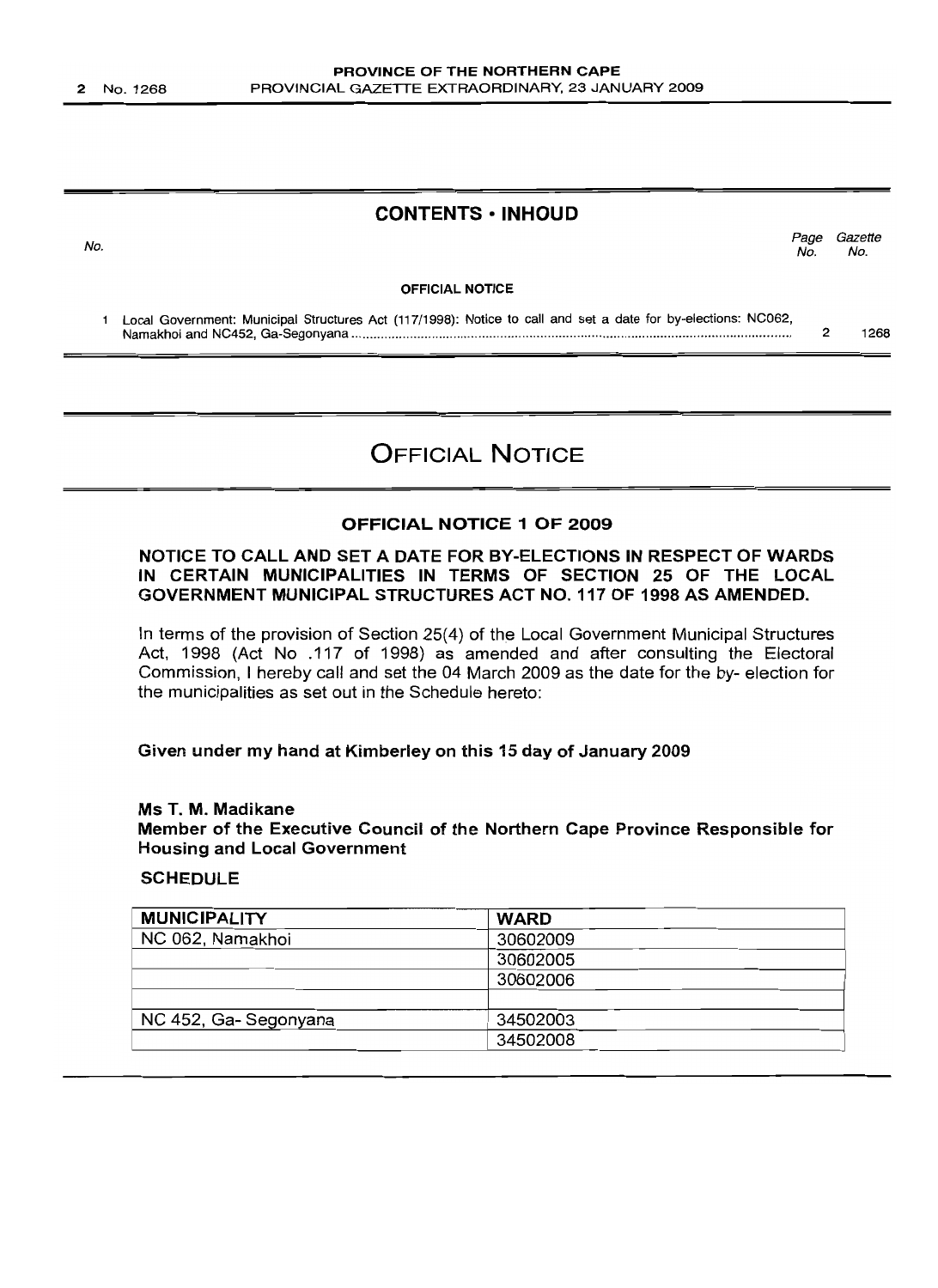## CONTENTS • INHOUD

| No. | | Page No. | Gazette No. |
|---|---|---|---|
| | **OFFICIAL NOTICE** | | |
| 1 | Local Government: Municipal Structures Act (117/1998): Notice to call and set a date for by-elections: NC062, Namakhoi and NC452, Ga-Segonyana | 2 | 1268 |

# OFFICIAL NOTICE

### OFFICIAL NOTICE 1 OF 2009

**NOTICE TO CALL AND SET A DATE FOR BY-ELECTIONS IN RESPECT OF WARDS IN CERTAIN MUNICIPALITIES IN TERMS OF SECTION 25 OF THE LOCAL GOVERNMENT MUNICIPAL STRUCTURES ACT NO. 117 OF 1998 AS AMENDED.**

In terms of the provision of Section 25(4) of the Local Government Municipal Structures Act, 1998 (Act No .117 of 1998) as amended and after consulting the Electoral Commission, I hereby call and set the 04 March 2009 as the date for the by- election for the municipalities as set out in the Schedule hereto:

**Given under my hand at Kimberley on this 15 day of January 2009**

**Ms T. M. Madikane**
**Member of the Executive Council of the Northern Cape Province Responsible for Housing and Local Government**

**SCHEDULE**

| MUNICIPALITY | WARD |
|---|---|
| NC 062, Namakhoi | 30602009 |
| | 30602005 |
| | 30602006 |
| | |
| NC 452, Ga- Segonyana | 34502003 |
| | 34502008 |